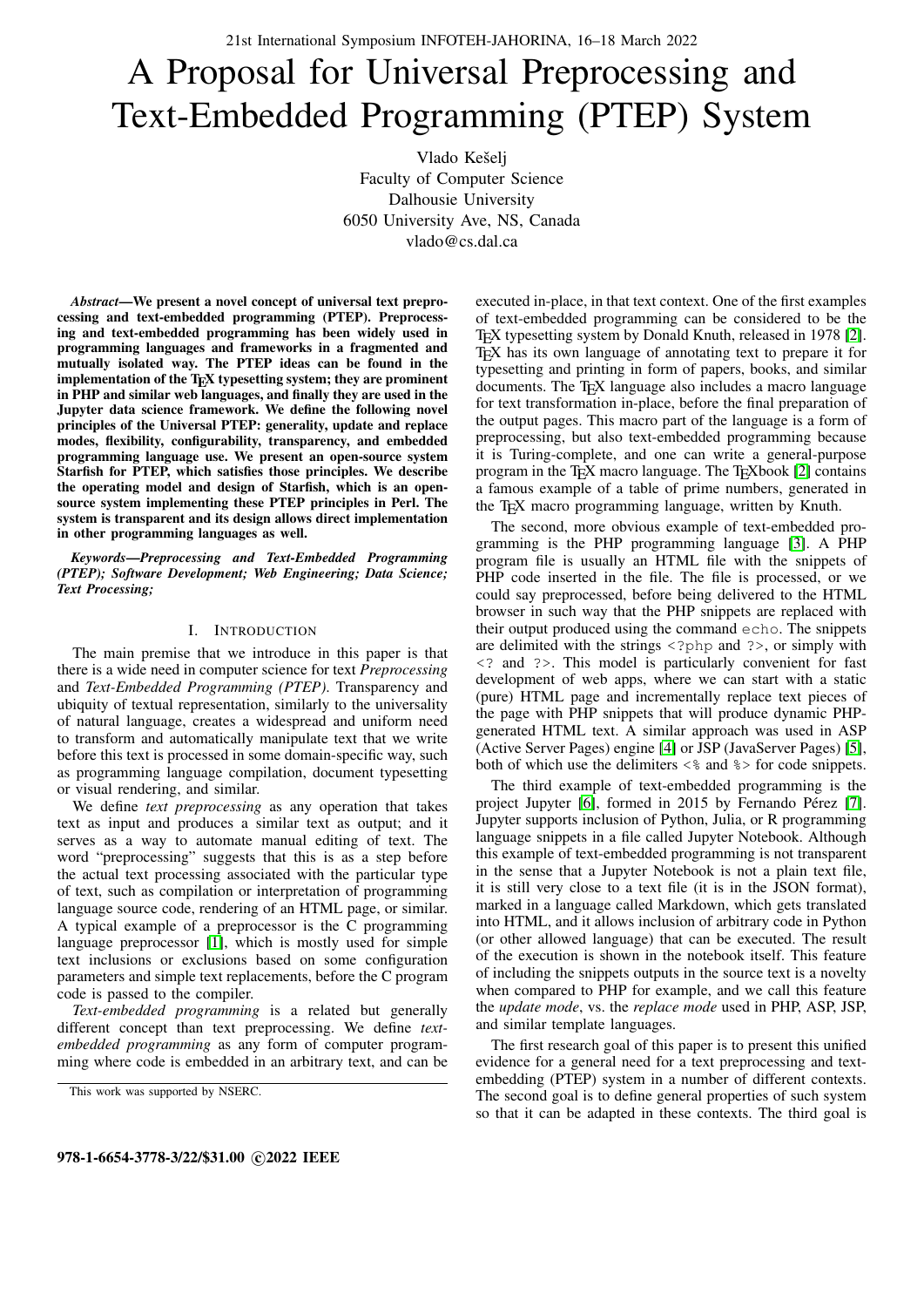# A Proposal for Universal Preprocessing and Text-Embedded Programming (PTEP) System

Vlado Kešelj
Faculty of Computer Science
Dalhousie University
6050 University Ave, NS, Canada
vlado@cs.dal.ca

***Abstract*—We present a novel concept of universal text preprocessing and text-embedded programming (PTEP). Preprocessing and text-embedded programming has been widely used in programming languages and frameworks in a fragmented and mutually isolated way. The PTEP ideas can be found in the implementation of the TEX typesetting system; they are prominent in PHP and similar web languages, and finally they are used in the Jupyter data science framework. We define the following novel principles of the Universal PTEP: generality, update and replace modes, flexibility, configurability, transparency, and embedded programming language use. We present an open-source system Starfish for PTEP, which satisfies those principles. We describe the operating model and design of Starfish, which is an open-source system implementing these PTEP principles in Perl. The system is transparent and its design allows direct implementation in other programming languages as well.**

***Keywords*—Preprocessing and Text-Embedded Programming (PTEP); Software Development; Web Engineering; Data Science; Text Processing;**

## I. Introduction

The main premise that we introduce in this paper is that there is a wide need in computer science for text *Preprocessing* and *Text-Embedded Programming (PTEP)*. Transparency and ubiquity of textual representation, similarly to the universality of natural language, creates a widespread and uniform need to transform and automatically manipulate text that we write before this text is processed in some domain-specific way, such as programming language compilation, document typesetting or visual rendering, and similar.

We define *text preprocessing* as any operation that takes text as input and produces a similar text as output; and it serves as a way to automate manual editing of text. The word "preprocessing" suggests that this is as a step before the actual text processing associated with the particular type of text, such as compilation or interpretation of programming language source code, rendering of an HTML page, or similar. A typical example of a preprocessor is the C programming language preprocessor [1], which is mostly used for simple text inclusions or exclusions based on some configuration parameters and simple text replacements, before the C program code is passed to the compiler.

*Text-embedded programming* is a related but generally different concept than text preprocessing. We define *text-embedded programming* as any form of computer programming where code is embedded in an arbitrary text, and can be executed in-place, in that text context. One of the first examples of text-embedded programming can be considered to be the TEX typesetting system by Donald Knuth, released in 1978 [2]. TEX has its own language of annotating text to prepare it for typesetting and printing in form of papers, books, and similar documents. The TEX language also includes a macro language for text transformation in-place, before the final preparation of the output pages. This macro part of the language is a form of preprocessing, but also text-embedded programming because it is Turing-complete, and one can write a general-purpose program in the TEX macro language. The TEXbook [2] contains a famous example of a table of prime numbers, generated in the TEX macro programming language, written by Knuth.

The second, more obvious example of text-embedded programming is the PHP programming language [3]. A PHP program file is usually an HTML file with the snippets of PHP code inserted in the file. The file is processed, or we could say preprocessed, before being delivered to the HTML browser in such way that the PHP snippets are replaced with their output produced using the command `echo`. The snippets are delimited with the strings `<?php` and `?>`, or simply with `<?` and `?>`. This model is particularly convenient for fast development of web apps, where we can start with a static (pure) HTML page and incrementally replace text pieces of the page with PHP snippets that will produce dynamic PHP-generated HTML text. A similar approach was used in ASP (Active Server Pages) engine [4] or JSP (JavaServer Pages) [5], both of which use the delimiters `<%` and `%>` for code snippets.

The third example of text-embedded programming is the project Jupyter [6], formed in 2015 by Fernando Pérez [7]. Jupyter supports inclusion of Python, Julia, or R programming language snippets in a file called Jupyter Notebook. Although this example of text-embedded programming is not transparent in the sense that a Jupyter Notebook is not a plain text file, it is still very close to a text file (it is in the JSON format), marked in a language called Markdown, which gets translated into HTML, and it allows inclusion of arbitrary code in Python (or other allowed language) that can be executed. The result of the execution is shown in the notebook itself. This feature of including the snippets outputs in the source text is a novelty when compared to PHP for example, and we call this feature the *update mode*, vs. the *replace mode* used in PHP, ASP, JSP, and similar template languages.

The first research goal of this paper is to present this unified evidence for a general need for a text preprocessing and text-embedding (PTEP) system in a number of different contexts. The second goal is to define general properties of such system so that it can be adapted in these contexts. The third goal is

This work was supported by NSERC.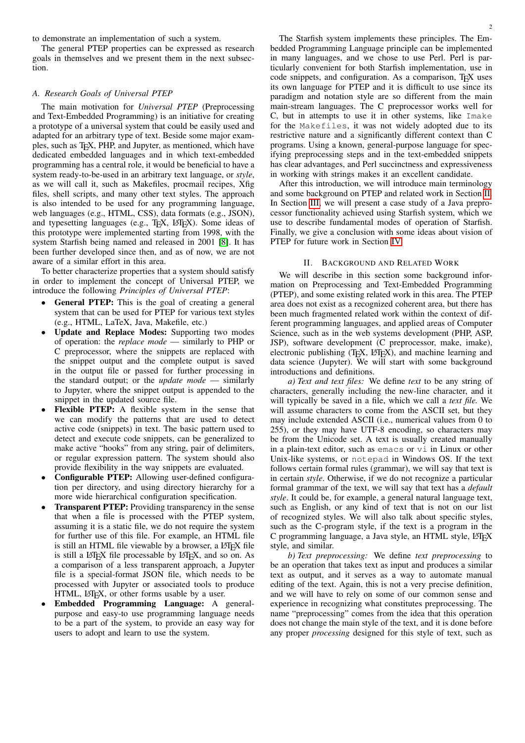to demonstrate an implementation of such a system.

The general PTEP properties can be expressed as research goals in themselves and we present them in the next subsection.

### A. Research Goals of Universal PTEP

The main motivation for *Universal PTEP* (Preprocessing and Text-Embedded Programming) is an initiative for creating a prototype of a universal system that could be easily used and adapted for an arbitrary type of text. Beside some major examples, such as TEX, PHP, and Jupyter, as mentioned, which have dedicated embedded languages and in which text-embedded programming has a central role, it would be beneficial to have a system ready-to-be-used in an arbitrary text language, or *style*, as we will call it, such as Makefiles, procmail recipes, Xfig files, shell scripts, and many other text styles. The approach is also intended to be used for any programming language, web languages (e.g., HTML, CSS), data formats (e.g., JSON), and typesetting languages (e.g., TEX, LATEX). Some ideas of this prototype were implemented starting from 1998, with the system Starfish being named and released in 2001 [8]. It has been further developed since then, and as of now, we are not aware of a similar effort in this area.

To better characterize properties that a system should satisfy in order to implement the concept of Universal PTEP, we introduce the following *Principles of Universal PTEP*:

- **General PTEP:** This is the goal of creating a general system that can be used for PTEP for various text styles (e.g., HTML, LaTeX, Java, Makefile, etc.)
- **Update and Replace Modes:** Supporting two modes of operation: the *replace mode* — similarly to PHP or C preprocessor, where the snippets are replaced with the snippet output and the complete output is saved in the output file or passed for further processing in the standard output; or the *update mode* — similarly to Jupyter, where the snippet output is appended to the snippet in the updated source file.
- **Flexible PTEP:** A flexible system in the sense that we can modify the patterns that are used to detect active code (snippets) in text. The basic pattern used to detect and execute code snippets, can be generalized to make active "hooks" from any string, pair of delimiters, or regular expression pattern. The system should also provide flexibility in the way snippets are evaluated.
- **Configurable PTEP:** Allowing user-defined configuration per directory, and using directory hierarchy for a more wide hierarchical configuration specification.
- **Transparent PTEP:** Providing transparency in the sense that when a file is processed with the PTEP system, assuming it is a static file, we do not require the system for further use of this file. For example, an HTML file is still an HTML file viewable by a browser, a LATEX file is still a LATEX file processable by LATEX, and so on. As a comparison of a less transparent approach, a Jupyter file is a special-format JSON file, which needs to be processed with Jupyter or associated tools to produce HTML, LATEX, or other forms usable by a user.
- **Embedded Programming Language:** A general-purpose and easy-to use programming language needs to be a part of the system, to provide an easy way for users to adopt and learn to use the system.

The Starfish system implements these principles. The Embedded Programming Language principle can be implemented in many languages, and we chose to use Perl. Perl is particularly convenient for both Starfish implementation, use in code snippets, and configuration. As a comparison, TEX uses its own language for PTEP and it is difficult to use since its paradigm and notation style are so different from the main main-stream languages. The C preprocessor works well for C, but in attempts to use it in other systems, like `Imake` for the `Makefiles`, it was not widely adopted due to its restrictive nature and a significantly different context than C programs. Using a known, general-purpose language for specifying preprocessing steps and in the text-embedded snippets has clear advantages, and Perl succinctness and expressiveness in working with strings makes it an excellent candidate.

After this introduction, we will introduce main terminology and some background on PTEP and related work in Section II. In Section III, we will present a case study of a Java preprocessor functionality achieved using Starfish system, which we use to describe fundamental modes of operation of Starfish. Finally, we give a conclusion with some ideas about vision of PTEP for future work in Section IV.

## II. Background and Related Work

We will describe in this section some background information on Preprocessing and Text-Embedded Programming (PTEP), and some existing related work in this area. The PTEP area does not exist as a recognized coherent area, but there has been much fragmented related work within the context of different programming languages, and applied areas of Computer Science, such as in the web systems development (PHP, ASP, JSP), software development (C preprocessor, make, imake), electronic publishing (TEX, LATEX), and machine learning and data science (Jupyter). We will start with some background introductions and definitions.

*a) Text and text files:* We define *text* to be any string of characters, generally including the new-line character, and it will typically be saved in a file, which we call a *text file.* We will assume characters to come from the ASCII set, but they may include extended ASCII (i.e., numerical values from 0 to 255), or they may have UTF-8 encoding, so characters may be from the Unicode set. A text is usually created manually in a plain-text editor, such as `emacs` or `vi` in Linux or other Unix-like systems, or `notepad` in Windows OS. If the text follows certain formal rules (grammar), we will say that text is in certain *style*. Otherwise, if we do not recognize a particular formal grammar of the text, we will say that text has a *default style*. It could be, for example, a general natural language text, such as English, or any kind of text that is not on our list of recognized styles. We will also talk about specific styles, such as the C-program style, if the text is a program in the C programming language, a Java style, an HTML style, LATEX style, and similar.

*b) Text preprocessing:* We define *text preprocessing* to be an operation that takes text as input and produces a similar text as output, and it serves as a way to automate manual editing of the text. Again, this is not a very precise definition, and we will have to rely on some of our common sense and experience in recognizing what constitutes preprocessing. The name "preprocessing" comes from the idea that this operation does not change the main style of the text, and it is done before any proper *processing* designed for this style of text, such as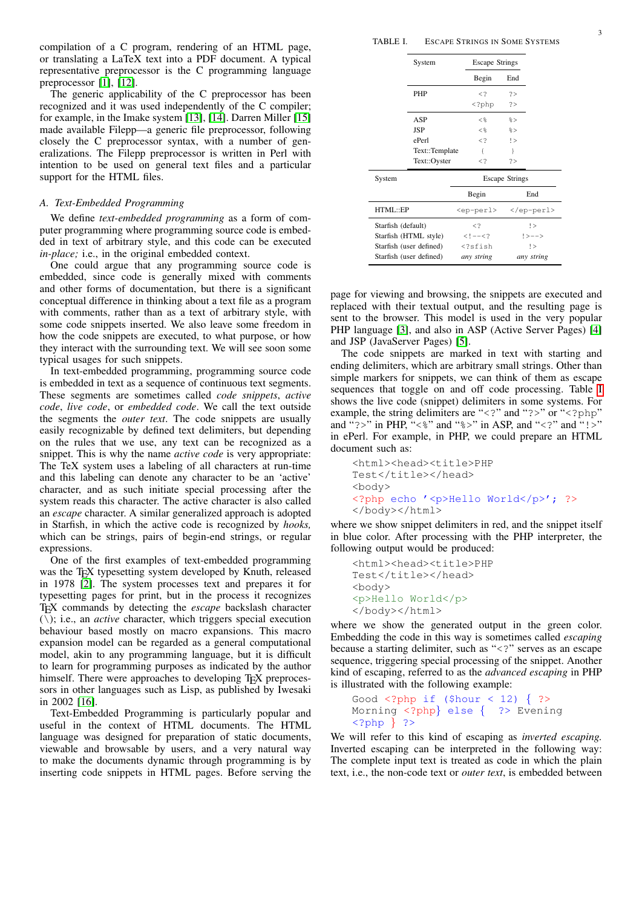compilation of a C program, rendering of an HTML page, or translating a LaTeX text into a PDF document. A typical representative preprocessor is the C programming language preprocessor [1], [12].

The generic applicability of the C preprocessor has been recognized and it was used independently of the C compiler; for example, in the Imake system [13], [14]. Darren Miller [15] made available Filepp—a generic file preprocessor, following closely the C preprocessor syntax, with a number of generalizations. The Filepp preprocessor is written in Perl with intention to be used on general text files and a particular support for the HTML files.

### A. Text-Embedded Programming

We define *text-embedded programming* as a form of computer programming where programming source code is embedded in text of arbitrary style, and this code can be executed *in-place;* i.e., in the original embedded context.

One could argue that any programming source code is embedded, since code is generally mixed with comments and other forms of documentation, but there is a significant conceptual difference in thinking about a text file as a program with comments, rather than as a text of arbitrary style, with some code snippets inserted. We also leave some freedom in how the code snippets are executed, to what purpose, or how they interact with the surrounding text. We will see soon some typical usages for such snippets.

In text-embedded programming, programming source code is embedded in text as a sequence of continuous text segments. These segments are sometimes called *code snippets*, *active code*, *live code*, or *embedded code*. We call the text outside the segments the *outer text*. The code snippets are usually easily recognizable by defined text delimiters, but depending on the rules that we use, any text can be recognized as a snippet. This is why the name *active code* is very appropriate: The TeX system uses a labeling of all characters at run-time and this labeling can denote any character to be an 'active' character, and as such initiate special processing after the system reads this character. The active character is also called an *escape* character. A similar generalized approach is adopted in Starfish, in which the active code is recognized by *hooks,* which can be strings, pairs of begin-end strings, or regular expressions.

One of the first examples of text-embedded programming was the TEX typesetting system developed by Knuth, released in 1978 [2]. The system processes text and prepares it for typesetting pages for print, but in the process it recognizes TEX commands by detecting the *escape* backslash character (\); i.e., an *active* character, which triggers special execution behaviour based mostly on macro expansions. This macro expansion model can be regarded as a general computational model, akin to any programming language, but it is difficult to learn for programming purposes as indicated by the author himself. There were approaches to developing TEX preprocessors in other languages such as Lisp, as published by Iwesaki in 2002 [16].

Text-Embedded Programming is particularly popular and useful in the context of HTML documents. The HTML language was designed for preparation of static documents, viewable and browsable by users, and a very natural way to make the documents dynamic through programming is by inserting code snippets in HTML pages. Before serving the page for viewing and browsing, the snippets are executed and replaced with their textual output, and the resulting page is sent to the browser. This model is used in the very popular PHP language [3], and also in ASP (Active Server Pages) [4] and JSP (JavaServer Pages) [5].

TABLE I. ESCAPE STRINGS IN SOME SYSTEMS

| System | Escape Strings | |
|---|---|---|
| | Begin | End |
| PHP | `<?` | `?>` |
| | `<?php` | `?>` |
| ASP | `<%` | `%>` |
| JSP | `<%` | `%>` |
| ePerl | `<?` | `!>` |
| Text::Template | `{` | `}` |
| Text::Oyster | `<?` | `?>` |
| HTML::EP | `<ep-perl>` | `</ep-perl>` |
| Starfish (default) | `<?` | `!>` |
| Starfish (HTML style) | `<!--<?` | `!>-->` |
| Starfish (user defined) | `<?sfish` | `!>` |
| Starfish (user defined) | *any string* | *any string* |

The code snippets are marked in text with starting and ending delimiters, which are arbitrary small strings. Other than simple markers for snippets, we can think of them as escape sequences that toggle on and off code processing. Table I shows the live code (snippet) delimiters in some systems. For example, the string delimiters are "<?" and "?>" or "<?php" and "?>" in PHP, "<%" and "%>" in ASP, and "<?" and "!>" in ePerl. For example, in PHP, we could prepare an HTML document such as:

```
<html><head><title>PHP
Test</title></head>
<body>
<?php echo '<p>Hello World</p>'; ?>
</body></html>
```

where we show snippet delimiters in red, and the snippet itself in blue color. After processing with the PHP interpreter, the following output would be produced:

```
<html><head><title>PHP
Test</title></head>
<body>
<p>Hello World</p>
</body></html>
```

where we show the generated output in the green color. Embedding the code in this way is sometimes called *escaping* because a starting delimiter, such as "<?" serves as an escape sequence, triggering special processing of the snippet. Another kind of escaping, referred to as the *advanced escaping* in PHP is illustrated with the following example:

```
Good <?php if ($hour < 12) { ?>
Morning <?php} else {  ?> Evening
<?php } ?>
```

We will refer to this kind of escaping as *inverted escaping.* Inverted escaping can be interpreted in the following way: The complete input text is treated as code in which the plain text, i.e., the non-code text or *outer text*, is embedded between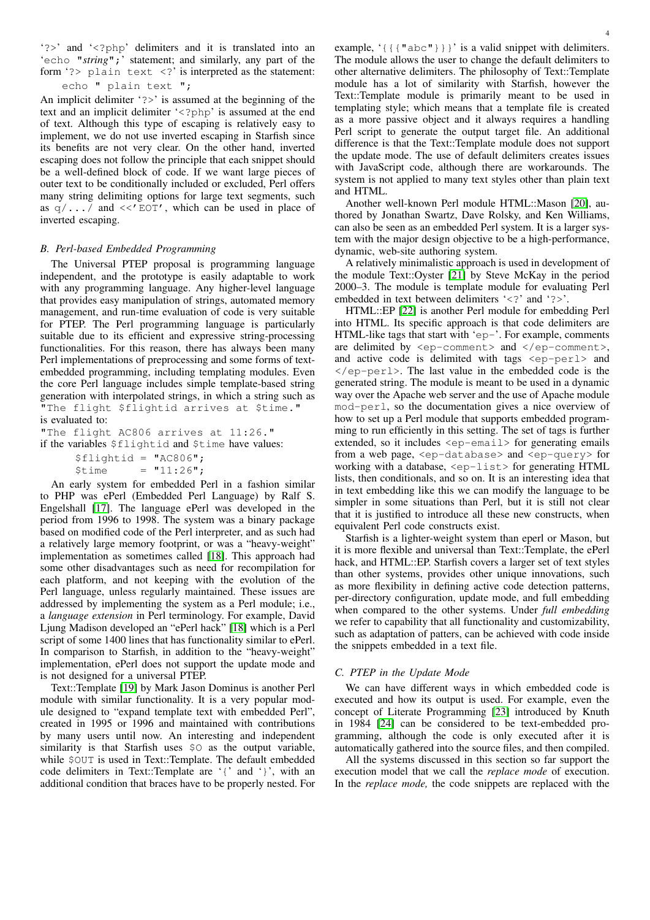'?>' and '<?php' delimiters and it is translated into an 'echo "*string*";' statement; and similarly, any part of the form '?> plain text <?' is interpreted as the statement:

```
echo " plain text ";
```

An implicit delimiter '?>' is assumed at the beginning of the text and an implicit delimiter '<?php' is assumed at the end of text. Although this type of escaping is relatively easy to implement, we do not use inverted escaping in Starfish since its benefits are not very clear. On the other hand, inverted escaping does not follow the principle that each snippet should be a well-defined block of code. If we want large pieces of outer text to be conditionally included or excluded, Perl offers many string delimiting options for large text segments, such as `q/.../` and `<<'EOT'`, which can be used in place of inverted escaping.

### B. Perl-based Embedded Programming

The Universal PTEP proposal is programming language independent, and the prototype is easily adaptable to work with any programming language. Any higher-level language that provides easy manipulation of strings, automated memory management, and run-time evaluation of code is very suitable for PTEP. The Perl programming language is particularly suitable due to its efficient and expressive string-processing functionalities. For this reason, there has always been many Perl implementations of preprocessing and some forms of text-embedded programming, including templating modules. Even the core Perl language includes simple template-based string generation with interpolated strings, in which a string such as `"The flight $flightid arrives at $time."` is evaluated to:

`"The flight AC806 arrives at 11:26."`

if the variables `$flightid` and `$time` have values:

```
$flightid = "AC806";
$time     = "11:26";
```

An early system for embedded Perl in a fashion similar to PHP was ePerl (Embedded Perl Language) by Ralf S. Engelshall [17]. The language ePerl was developed in the period from 1996 to 1998. The system was a binary package based on modified code of the Perl interpreter, and as such had a relatively large memory footprint, or was a "heavy-weight" implementation as sometimes called [18]. This approach had some other disadvantages such as need for recompilation for each platform, and not keeping with the evolution of the Perl language, unless regularly maintained. These issues are addressed by implementing the system as a Perl module; i.e., a *language extension* in Perl terminology. For example, David Ljung Madison developed an "ePerl hack" [18] which is a Perl script of some 1400 lines that has functionality similar to ePerl. In comparison to Starfish, in addition to the "heavy-weight" implementation, ePerl does not support the update mode and is not designed for a universal PTEP.

Text::Template [19] by Mark Jason Dominus is another Perl module with similar functionality. It is a very popular module designed to "expand template text with embedded Perl", created in 1995 or 1996 and maintained with contributions by many users until now. An interesting and independent similarity is that Starfish uses `$O` as the output variable, while `$OUT` is used in Text::Template. The default embedded code delimiters in Text::Template are '{' and '}', with an additional condition that braces have to be properly nested. For example, '{{{"abc"}}}' is a valid snippet with delimiters. The module allows the user to change the default delimiters to other alternative delimiters. The philosophy of Text::Template module has a lot of similarity with Starfish, however the Text::Template module is primarily meant to be used in templating style; which means that a template file is created as a more passive object and it always requires a handling Perl script to generate the output target file. An additional difference is that the Text::Template module does not support the update mode. The use of default delimiters creates issues with JavaScript code, although there are workarounds. The system is not applied to many text styles other than plain text and HTML.

Another well-known Perl module HTML::Mason [20], authored by Jonathan Swartz, Dave Rolsky, and Ken Williams, can also be seen as an embedded Perl system. It is a larger system with the major design objective to be a high-performance, dynamic, web-site authoring system.

A relatively minimalistic approach is used in development of the module Text::Oyster [21] by Steve McKay in the period 2000–3. The module is template module for evaluating Perl embedded in text between delimiters '<?' and '?>'.

HTML::EP [22] is another Perl module for embedding Perl into HTML. Its specific approach is that code delimiters are HTML-like tags that start with 'ep-'. For example, comments are delimited by `<ep-comment>` and `</ep-comment>`, and active code is delimited with tags `<ep-perl>` and `</ep-perl>`. The last value in the embedded code is the generated string. The module is meant to be used in a dynamic way over the Apache web server and the use of Apache module `mod-perl`, so the documentation gives a nice overview of how to set up a Perl module that supports embedded programming to run efficiently in this setting. The set of tags is further extended, so it includes `<ep-email>` for generating emails from a web page, `<ep-database>` and `<ep-query>` for working with a database, `<ep-list>` for generating HTML lists, then conditionals, and so on. It is an interesting idea that in text embedding like this we can modify the language to be simpler in some situations than Perl, but it is still not clear that it is justified to introduce all these new constructs, when equivalent Perl code constructs exist.

Starfish is a lighter-weight system than eperl or Mason, but it is more flexible and universal than Text::Template, the ePerl hack, and HTML::EP. Starfish covers a larger set of text styles than other systems, provides other unique innovations, such as more flexibility in defining active code detection patterns, per-directory configuration, update mode, and full embedding when compared to the other systems. Under *full embedding* we refer to capability that all functionality and customizability, such as adaptation of patters, can be achieved with code inside the snippets embedded in a text file.

### C. PTEP in the Update Mode

We can have different ways in which embedded code is executed and how its output is used. For example, even the concept of Literate Programming [23] introduced by Knuth in 1984 [24] can be considered to be text-embedded programming, although the code is only executed after it is automatically gathered into the source files, and then compiled.

All the systems discussed in this section so far support the execution model that we call the *replace mode* of execution. In the *replace mode,* the code snippets are replaced with the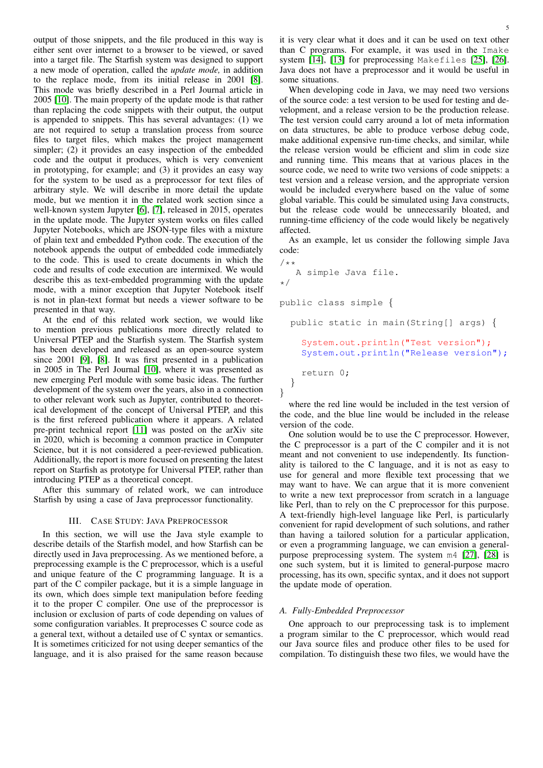output of those snippets, and the file produced in this way is either sent over internet to a browser to be viewed, or saved into a target file. The Starfish system was designed to support a new mode of operation, called the *update mode,* in addition to the replace mode, from its initial release in 2001 [8]. This mode was briefly described in a Perl Journal article in 2005 [10]. The main property of the update mode is that rather than replacing the code snippets with their output, the output is appended to snippets. This has several advantages: (1) we are not required to setup a translation process from source files to target files, which makes the project management simpler; (2) it provides an easy inspection of the embedded code and the output it produces, which is very convenient in prototyping, for example; and (3) it provides an easy way for the system to be used as a preprocessor for text files of arbitrary style. We will describe in more detail the update mode, but we mention it in the related work section since a well-known system Jupyter [6], [7], released in 2015, operates in the update mode. The Jupyter system works on files called Jupyter Notebooks, which are JSON-type files with a mixture of plain text and embedded Python code. The execution of the notebook appends the output of embedded code immediately to the code. This is used to create documents in which the code and results of code execution are intermixed. We would describe this as text-embedded programming with the update mode, with a minor exception that Jupyter Notebook itself is not in plan-text format but needs a viewer software to be presented in that way.

At the end of this related work section, we would like to mention previous publications more directly related to Universal PTEP and the Starfish system. The Starfish system has been developed and released as an open-source system since 2001 [9], [8]. It was first presented in a publication in 2005 in The Perl Journal [10], where it was presented as new emerging Perl module with some basic ideas. The further development of the system over the years, also in a connection to other relevant work such as Jupyter, contributed to theoretical development of the concept of Universal PTEP, and this is the first refereed publication where it appears. A related pre-print technical report [11] was posted on the arXiv site in 2020, which is becoming a common practice in Computer Science, but it is not considered a peer-reviewed publication. Additionally, the report is more focused on presenting the latest report on Starfish as prototype for Universal PTEP, rather than introducing PTEP as a theoretical concept.

After this summary of related work, we can introduce Starfish by using a case of Java preprocessor functionality.

## III. Case Study: Java Preprocessor

In this section, we will use the Java style example to describe details of the Starfish model, and how Starfish can be directly used in Java preprocessing. As we mentioned before, a preprocessing example is the C preprocessor, which is a useful and unique feature of the C programming language. It is a part of the C compiler package, but it is a simple language in its own, which does simple text manipulation before feeding it to the proper C compiler. One use of the preprocessor is inclusion or exclusion of parts of code depending on values of some configuration variables. It preprocesses C source code as a general text, without a detailed use of C syntax or semantics. It is sometimes criticized for not using deeper semantics of the language, and it is also praised for the same reason because it is very clear what it does and it can be used on text other than C programs. For example, it was used in the `Imake` system [14], [13] for preprocessing `Makefiles` [25], [26]. Java does not have a preprocessor and it would be useful in some situations.

When developing code in Java, we may need two versions of the source code: a test version to be used for testing and development, and a release version to be the production release. The test version could carry around a lot of meta information on data structures, be able to produce verbose debug code, make additional expensive run-time checks, and similar, while the release version would be efficient and slim in code size and running time. This means that at various places in the source code, we need to write two versions of code snippets: a test version and a release version, and the appropriate version would be included everywhere based on the value of some global variable. This could be simulated using Java constructs, but the release code would be unnecessarily bloated, and running-time efficiency of the code would likely be negatively affected.

As an example, let us consider the following simple Java code:

```
/**
   A simple Java file.
*/

public class simple {

  public static in main(String[] args) {

    System.out.println("Test version");
    System.out.println("Release version");

    return 0;
  }
}
```

where the red line would be included in the test version of the code, and the blue line would be included in the release version of the code.

One solution would be to use the C preprocessor. However, the C preprocessor is a part of the C compiler and it is not meant and not convenient to use independently. Its functionality is tailored to the C language, and it is not as easy to use for general and more flexible text processing that we may want to have. We can argue that it is more convenient to write a new text preprocessor from scratch in a language like Perl, than to rely on the C preprocessor for this purpose. A text-friendly high-level language like Perl, is particularly convenient for rapid development of such solutions, and rather than having a tailored solution for a particular application, or even a programming language, we can envision a general-purpose preprocessing system. The system `m4` [27], [28] is one such system, but it is limited to general-purpose macro processing, has its own, specific syntax, and it does not support the update mode of operation.

### A. Fully-Embedded Preprocessor

One approach to our preprocessing task is to implement a program similar to the C preprocessor, which would read our Java source files and produce other files to be used for compilation. To distinguish these two files, we would have the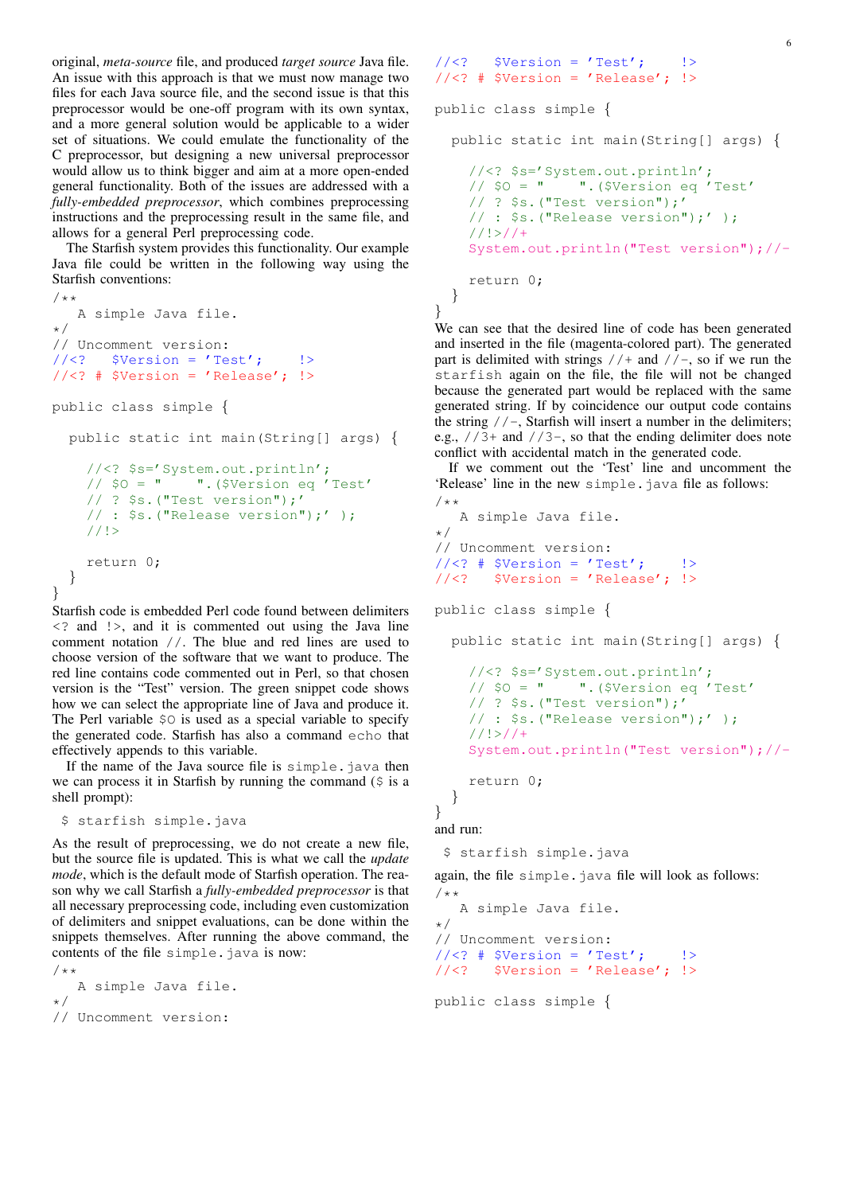original, *meta-source* file, and produced *target source* Java file. An issue with this approach is that we must now manage two files for each Java source file, and the second issue is that this preprocessor would be one-off program with its own syntax, and a more general solution would be applicable to a wider set of situations. We could emulate the functionality of the C preprocessor, but designing a new universal preprocessor would allow us to think bigger and aim at a more open-ended general functionality. Both of the issues are addressed with a *fully-embedded preprocessor*, which combines preprocessing instructions and the preprocessing result in the same file, and allows for a general Perl preprocessing code.

The Starfish system provides this functionality. Our example Java file could be written in the following way using the Starfish conventions:

```
/**
   A simple Java file.
*/
// Uncomment version:
//<?   $Version = 'Test';    !>
//<? # $Version = 'Release'; !>

public class simple {

  public static int main(String[] args) {

    //<? $s='System.out.println';
    // $O = "    ".($Version eq 'Test'
    // ? $s.("Test version");'
    // : $s.("Release version");' );
    //!>

    return 0;
  }
}
```

Starfish code is embedded Perl code found between delimiters `<?` and `!>`, and it is commented out using the Java line comment notation `//`. The blue and red lines are used to choose version of the software that we want to produce. The red line contains code commented out in Perl, so that chosen version is the "Test" version. The green snippet code shows how we can select the appropriate line of Java and produce it. The Perl variable `$O` is used as a special variable to specify the generated code. Starfish has also a command `echo` that effectively appends to this variable.

If the name of the Java source file is `simple.java` then we can process it in Starfish by running the command (`$` is a shell prompt):

```
$ starfish simple.java
```

As the result of preprocessing, we do not create a new file, but the source file is updated. This is what we call the *update mode*, which is the default mode of Starfish operation. The reason why we call Starfish a *fully-embedded preprocessor* is that all necessary preprocessing code, including even customization of delimiters and snippet evaluations, can be done within the snippets themselves. After running the above command, the contents of the file `simple.java` is now:

```
/**
   A simple Java file.
*/
// Uncomment version:
//<?   $Version = 'Test';    !>
//<? # $Version = 'Release'; !>

public class simple {

  public static int main(String[] args) {

    //<? $s='System.out.println';
    // $O = "    ".($Version eq 'Test'
    // ? $s.("Test version");'
    // : $s.("Release version");' );
    //!>//+
    System.out.println("Test version");//-

    return 0;
  }
}
```

We can see that the desired line of code has been generated and inserted in the file (magenta-colored part). The generated part is delimited with strings `//+` and `//-`, so if we run the `starfish` again on the file, the file will not be changed because the generated part would be replaced with the same generated string. If by coincidence our output code contains the string `//-`, Starfish will insert a number in the delimiters; e.g., `//3+` and `//3-`, so that the ending delimiter does note conflict with accidental match in the generated code.

If we comment out the 'Test' line and uncomment the 'Release' line in the new `simple.java` file as follows:

```
/**
   A simple Java file.
*/
// Uncomment version:
//<? # $Version = 'Test';    !>
//<?   $Version = 'Release'; !>

public class simple {

  public static int main(String[] args) {

    //<? $s='System.out.println';
    // $O = "    ".($Version eq 'Test'
    // ? $s.("Test version");'
    // : $s.("Release version");' );
    //!>//+
    System.out.println("Test version");//-

    return 0;
  }
}
```

and run:

```
$ starfish simple.java
```

again, the file `simple.java` file will look as follows:

```
/**
   A simple Java file.
*/
// Uncomment version:
//<? # $Version = 'Test';    !>
//<?   $Version = 'Release'; !>

public class simple {
```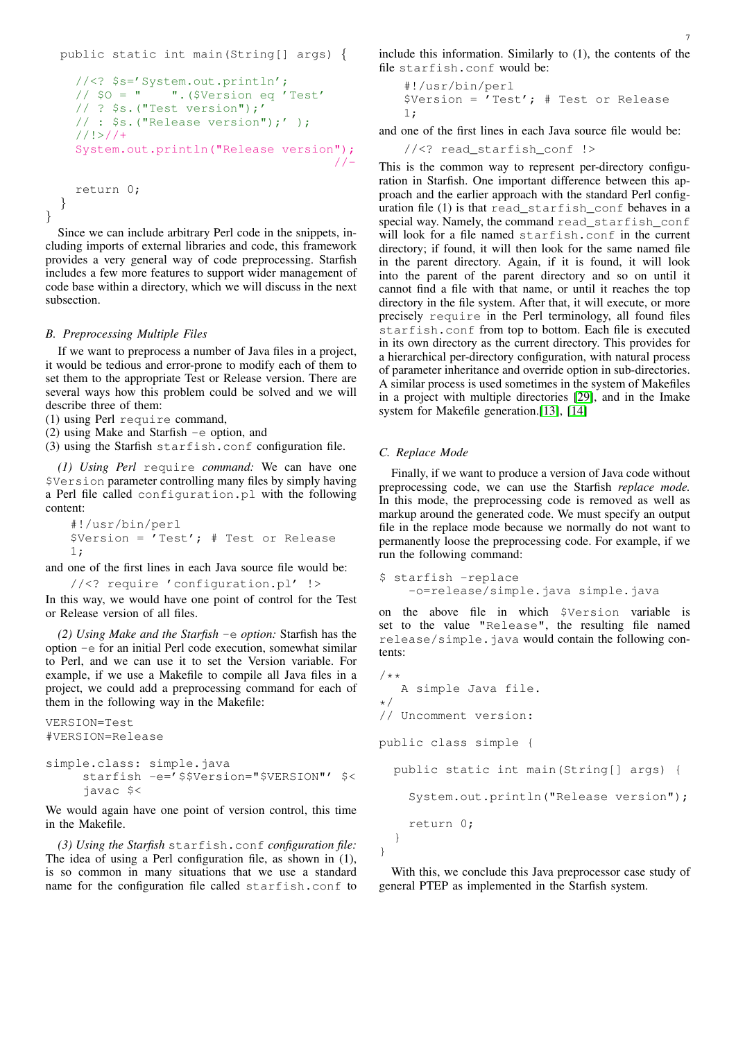```
  public static int main(String[] args) {

    //<? $s='System.out.println';
    // $O = "    ".($Version eq 'Test'
    // ? $s.("Test version");'
    // : $s.("Release version");' );
    //!>//+
    System.out.println("Release version");
                                          //-

    return 0;
  }
}
```

Since we can include arbitrary Perl code in the snippets, including imports of external libraries and code, this framework provides a very general way of code preprocessing. Starfish includes a few more features to support wider management of code base within a directory, which we will discuss in the next subsection.

### B. Preprocessing Multiple Files

If we want to preprocess a number of Java files in a project, it would be tedious and error-prone to modify each of them to set them to the appropriate Test or Release version. There are several ways how this problem could be solved and we will describe three of them:
(1) using Perl `require` command,
(2) using Make and Starfish `-e` option, and
(3) using the Starfish `starfish.conf` configuration file.

*(1) Using Perl* `require` *command:* We can have one `$Version` parameter controlling many files by simply having a Perl file called `configuration.pl` with the following content:

```
#!/usr/bin/perl
$Version = 'Test'; # Test or Release
1;
```

and one of the first lines in each Java source file would be:

```
//<? require 'configuration.pl' !>
```

In this way, we would have one point of control for the Test or Release version of all files.

*(2) Using Make and the Starfish* `-e` *option:* Starfish has the option `-e` for an initial Perl code execution, somewhat similar to Perl, and we can use it to set the Version variable. For example, if we use a Makefile to compile all Java files in a project, we could add a preprocessing command for each of them in the following way in the Makefile:

```
VERSION=Test
#VERSION=Release

simple.class: simple.java
	starfish -e='$$Version="$VERSION"' $<
	javac $<
```

We would again have one point of version control, this time in the Makefile.

*(3) Using the Starfish* `starfish.conf` *configuration file:* The idea of using a Perl configuration file, as shown in (1), is so common in many situations that we use a standard name for the configuration file called `starfish.conf` to include this information. Similarly to (1), the contents of the file `starfish.conf` would be:

```
#!/usr/bin/perl
$Version = 'Test'; # Test or Release
1;
```

and one of the first lines in each Java source file would be:

```
//<? read_starfish_conf !>
```

This is the common way to represent per-directory configuration in Starfish. One important difference between this approach and the earlier approach with the standard Perl configuration file (1) is that `read_starfish_conf` behaves in a special way. Namely, the command `read_starfish_conf` will look for a file named `starfish.conf` in the current directory; if found, it will then look for the same named file in the parent directory. Again, if it is found, it will look into the parent of the parent directory and so on until it cannot find a file with that name, or until it reaches the top directory in the file system. After that, it will execute, or more precisely `require` in the Perl terminology, all found files `starfish.conf` from top to bottom. Each file is executed in its own directory as the current directory. This provides for a hierarchical per-directory configuration, with natural process of parameter inheritance and override option in sub-directories. A similar process is used sometimes in the system of Makefiles in a project with multiple directories [29], and in the Imake system for Makefile generation.[13], [14]

### C. Replace Mode

Finally, if we want to produce a version of Java code without preprocessing code, we can use the Starfish *replace mode.* In this mode, the preprocessing code is removed as well as markup around the generated code. We must specify an output file in the replace mode because we normally do not want to permanently loose the preprocessing code. For example, if we run the following command:

```
$ starfish -replace
    -o=release/simple.java simple.java
```

on the above file in which `$Version` variable is set to the value `"Release"`, the resulting file named `release/simple.java` would contain the following contents:

```
/**
   A simple Java file.
*/
// Uncomment version:

public class simple {

  public static int main(String[] args) {

    System.out.println("Release version");

    return 0;
  }
}
```

With this, we conclude this Java preprocessor case study of general PTEP as implemented in the Starfish system.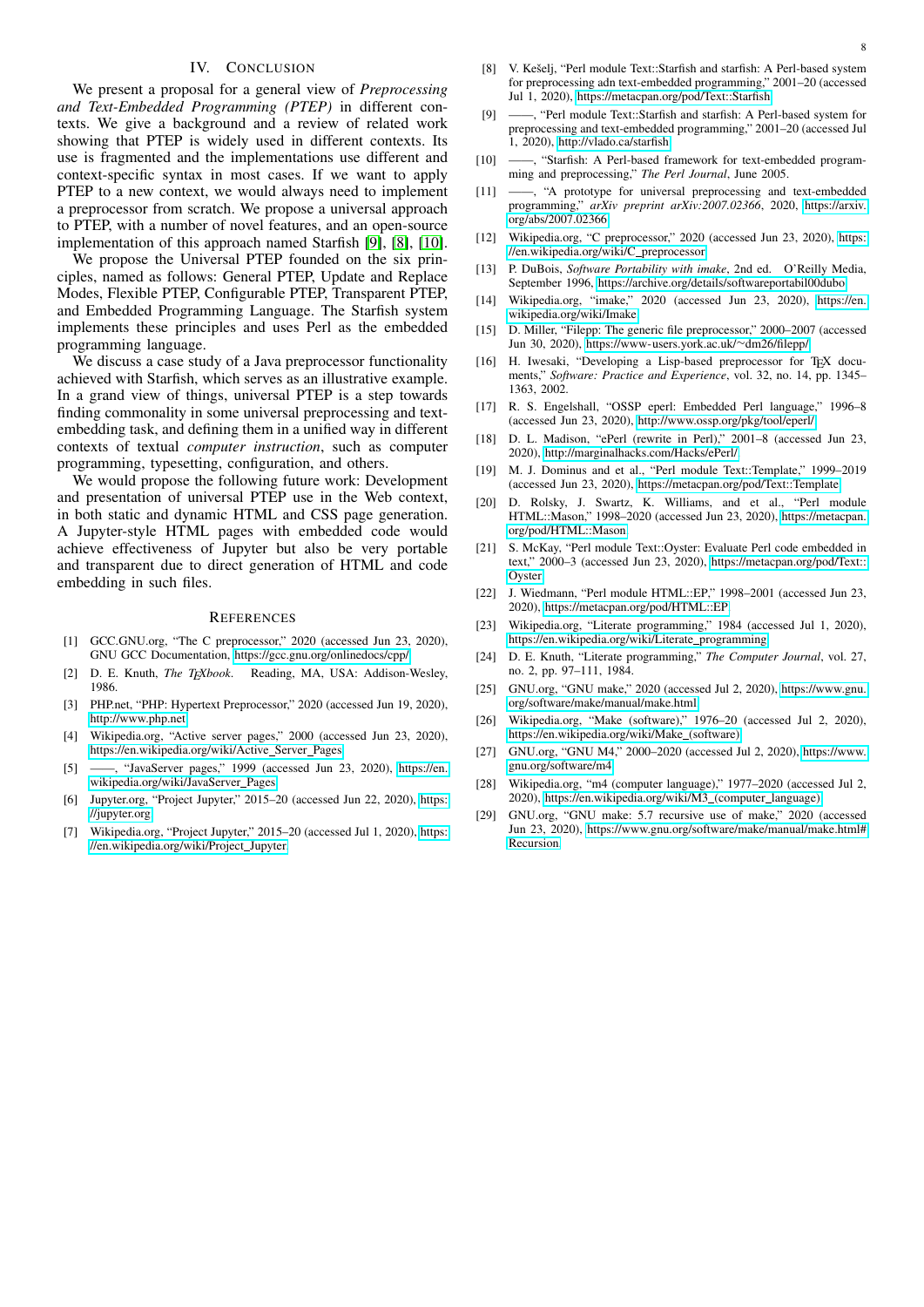## IV. Conclusion

We present a proposal for a general view of *Preprocessing and Text-Embedded Programming (PTEP)* in different contexts. We give a background and a review of related work showing that PTEP is widely used in different contexts. Its use is fragmented and the implementations use different and context-specific syntax in most cases. If we want to apply PTEP to a new context, we would always need to implement a preprocessor from scratch. We propose a universal approach to PTEP, with a number of novel features, and an open-source implementation of this approach named Starfish [9], [8], [10].

We propose the Universal PTEP founded on the six principles, named as follows: General PTEP, Update and Replace Modes, Flexible PTEP, Configurable PTEP, Transparent PTEP, and Embedded Programming Language. The Starfish system implements these principles and uses Perl as the embedded programming language.

We discuss a case study of a Java preprocessor functionality achieved with Starfish, which serves as an illustrative example. In a grand view of things, universal PTEP is a step towards finding commonality in some universal preprocessing and text-embedding task, and defining them in a unified way in different contexts of textual *computer instruction*, such as computer programming, typesetting, configuration, and others.

We would propose the following future work: Development and presentation of universal PTEP use in the Web context, in both static and dynamic HTML and CSS page generation. A Jupyter-style HTML pages with embedded code would achieve effectiveness of Jupyter but also be very portable and transparent due to direct generation of HTML and code embedding in such files.

## References

[1] GCC.GNU.org, "The C preprocessor," 2020 (accessed Jun 23, 2020), GNU GCC Documentation, https://gcc.gnu.org/onlinedocs/cpp/

[2] D. E. Knuth, *The TEXbook*. Reading, MA, USA: Addison-Wesley, 1986.

[3] PHP.net, "PHP: Hypertext Preprocessor," 2020 (accessed Jun 19, 2020), http://www.php.net

[4] Wikipedia.org, "Active server pages," 2000 (accessed Jun 23, 2020), https://en.wikipedia.org/wiki/Active_Server_Pages

[5] ——, "JavaServer pages," 1999 (accessed Jun 23, 2020), https://en.wikipedia.org/wiki/JavaServer_Pages

[6] Jupyter.org, "Project Jupyter," 2015–20 (accessed Jun 22, 2020), https://jupyter.org

[7] Wikipedia.org, "Project Jupyter," 2015–20 (accessed Jul 1, 2020), https://en.wikipedia.org/wiki/Project_Jupyter

[8] V. Kešelj, "Perl module Text::Starfish and starfish: A Perl-based system for preprocessing adn text-embedded programming," 2001–20 (accessed Jul 1, 2020), https://metacpan.org/pod/Text::Starfish

[9] ——, "Perl module Text::Starfish and starfish: A Perl-based system for preprocessing and text-embedded programming," 2001–20 (accessed Jul 1, 2020), http://vlado.ca/starfish

[10] ——, "Starfish: A Perl-based framework for text-embedded programming and preprocessing," *The Perl Journal*, June 2005.

[11] ——, "A prototype for universal preprocessing and text-embedded programming," *arXiv preprint arXiv:2007.02366*, 2020, https://arxiv.org/abs/2007.02366

[12] Wikipedia.org, "C preprocessor," 2020 (accessed Jun 23, 2020), https://en.wikipedia.org/wiki/C_preprocessor

[13] P. DuBois, *Software Portability with imake*, 2nd ed. O'Reilly Media, September 1996, https://archive.org/details/softwareportabil00dubo

[14] Wikipedia.org, "imake," 2020 (accessed Jun 23, 2020), https://en.wikipedia.org/wiki/Imake

[15] D. Miller, "Filepp: The generic file preprocessor," 2000–2007 (accessed Jun 30, 2020), https://www-users.york.ac.uk/~dm26/filepp/

[16] H. Iwesaki, "Developing a Lisp-based preprocessor for TEX documents," *Software: Practice and Experience*, vol. 32, no. 14, pp. 1345–1363, 2002.

[17] R. S. Engelshall, "OSSP eperl: Embedded Perl language," 1996–8 (accessed Jun 23, 2020), http://www.ossp.org/pkg/tool/eperl/

[18] D. L. Madison, "ePerl (rewrite in Perl)," 2001–8 (accessed Jun 23, 2020), http://marginalhacks.com/Hacks/ePerl/

[19] M. J. Dominus and et al., "Perl module Text::Template," 1999–2019 (accessed Jun 23, 2020), https://metacpan.org/pod/Text::Template

[20] D. Rolsky, J. Swartz, K. Williams, and et al., "Perl module HTML::Mason," 1998–2020 (accessed Jun 23, 2020), https://metacpan.org/pod/HTML::Mason

[21] S. McKay, "Perl module Text::Oyster: Evaluate Perl code embedded in text," 2000–3 (accessed Jun 23, 2020), https://metacpan.org/pod/Text::Oyster

[22] J. Wiedmann, "Perl module HTML::EP," 1998–2001 (accessed Jun 23, 2020), https://metacpan.org/pod/HTML::EP

[23] Wikipedia.org, "Literate programming," 1984 (accessed Jul 1, 2020), https://en.wikipedia.org/wiki/Literate_programming

[24] D. E. Knuth, "Literate programming," *The Computer Journal*, vol. 27, no. 2, pp. 97–111, 1984.

[25] GNU.org, "GNU make," 2020 (accessed Jul 2, 2020), https://www.gnu.org/software/make/manual/make.html

[26] Wikipedia.org, "Make (software)," 1976–20 (accessed Jul 2, 2020), https://en.wikipedia.org/wiki/Make_(software)

[27] GNU.org, "GNU M4," 2000–2020 (accessed Jul 2, 2020), https://www.gnu.org/software/m4

[28] Wikipedia.org, "m4 (computer language)," 1977–2020 (accessed Jul 2, 2020), https://en.wikipedia.org/wiki/M3_(computer_language)

[29] GNU.org, "GNU make: 5.7 recursive use of make," 2020 (accessed Jun 23, 2020), https://www.gnu.org/software/make/manual/make.html#Recursion